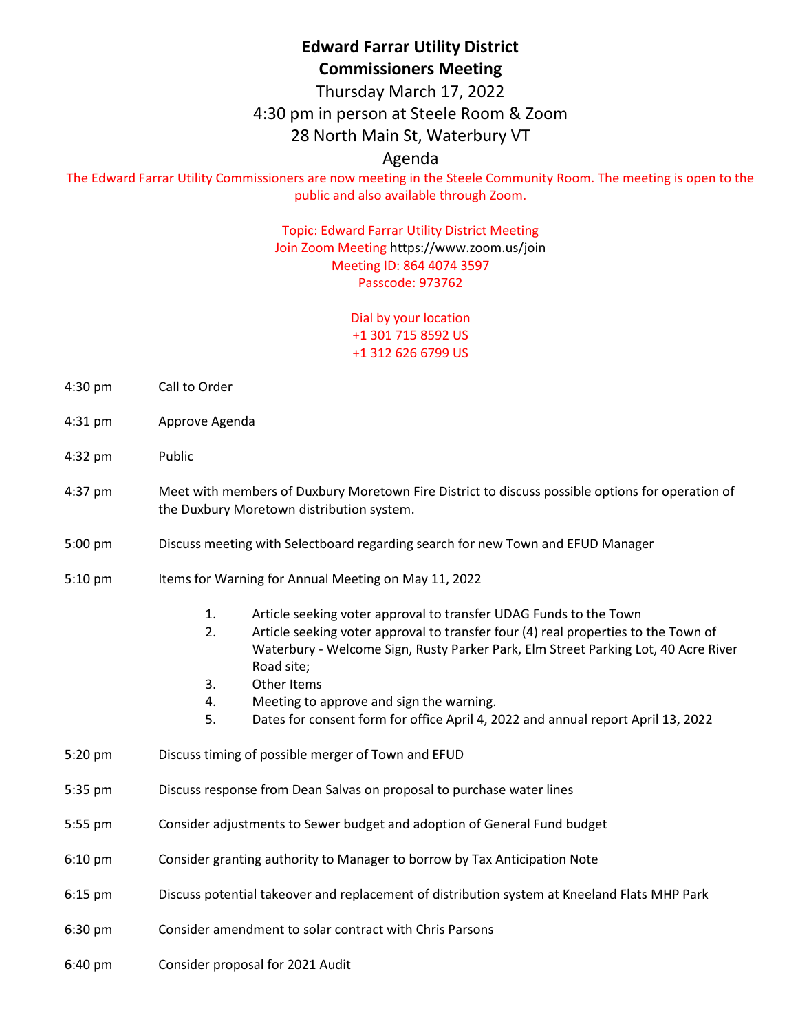# Edward Farrar Utility District
# Commissioners Meeting

Thursday March 17, 2022

4:30 pm in person at Steele Room & Zoom

28 North Main St, Waterbury VT

Agenda

The Edward Farrar Utility Commissioners are now meeting in the Steele Community Room. The meeting is open to the public and also available through Zoom.

Topic: Edward Farrar Utility District Meeting
Join Zoom Meeting https://www.zoom.us/join
Meeting ID: 864 4074 3597
Passcode: 973762

Dial by your location
+1 301 715 8592 US
+1 312 626 6799 US

4:30 pm Call to Order

4:31 pm Approve Agenda

4:32 pm Public

4:37 pm Meet with members of Duxbury Moretown Fire District to discuss possible options for operation of the Duxbury Moretown distribution system.

5:00 pm Discuss meeting with Selectboard regarding search for new Town and EFUD Manager

5:10 pm Items for Warning for Annual Meeting on May 11, 2022

1. Article seeking voter approval to transfer UDAG Funds to the Town
2. Article seeking voter approval to transfer four (4) real properties to the Town of Waterbury - Welcome Sign, Rusty Parker Park, Elm Street Parking Lot, 40 Acre River Road site;
3. Other Items
4. Meeting to approve and sign the warning.
5. Dates for consent form for office April 4, 2022 and annual report April 13, 2022

5:20 pm Discuss timing of possible merger of Town and EFUD

5:35 pm Discuss response from Dean Salvas on proposal to purchase water lines

5:55 pm Consider adjustments to Sewer budget and adoption of General Fund budget

6:10 pm Consider granting authority to Manager to borrow by Tax Anticipation Note

6:15 pm Discuss potential takeover and replacement of distribution system at Kneeland Flats MHP Park

6:30 pm Consider amendment to solar contract with Chris Parsons

6:40 pm Consider proposal for 2021 Audit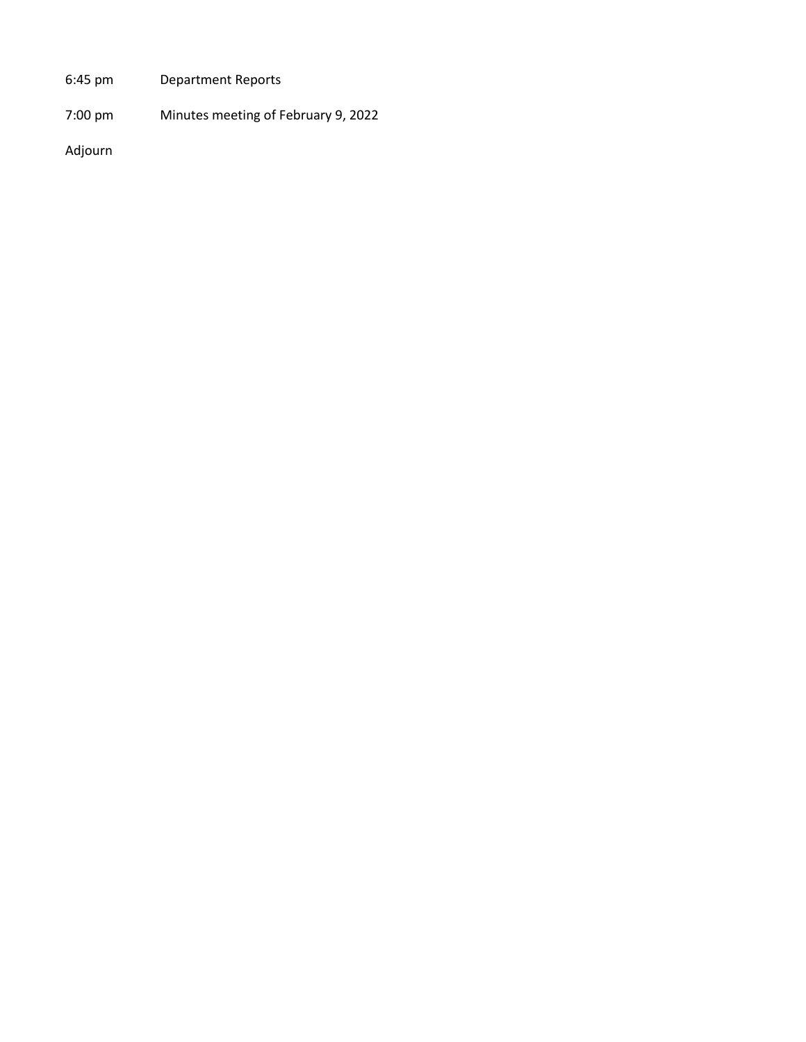6:45 pm Department Reports

7:00 pm Minutes meeting of February 9, 2022

Adjourn